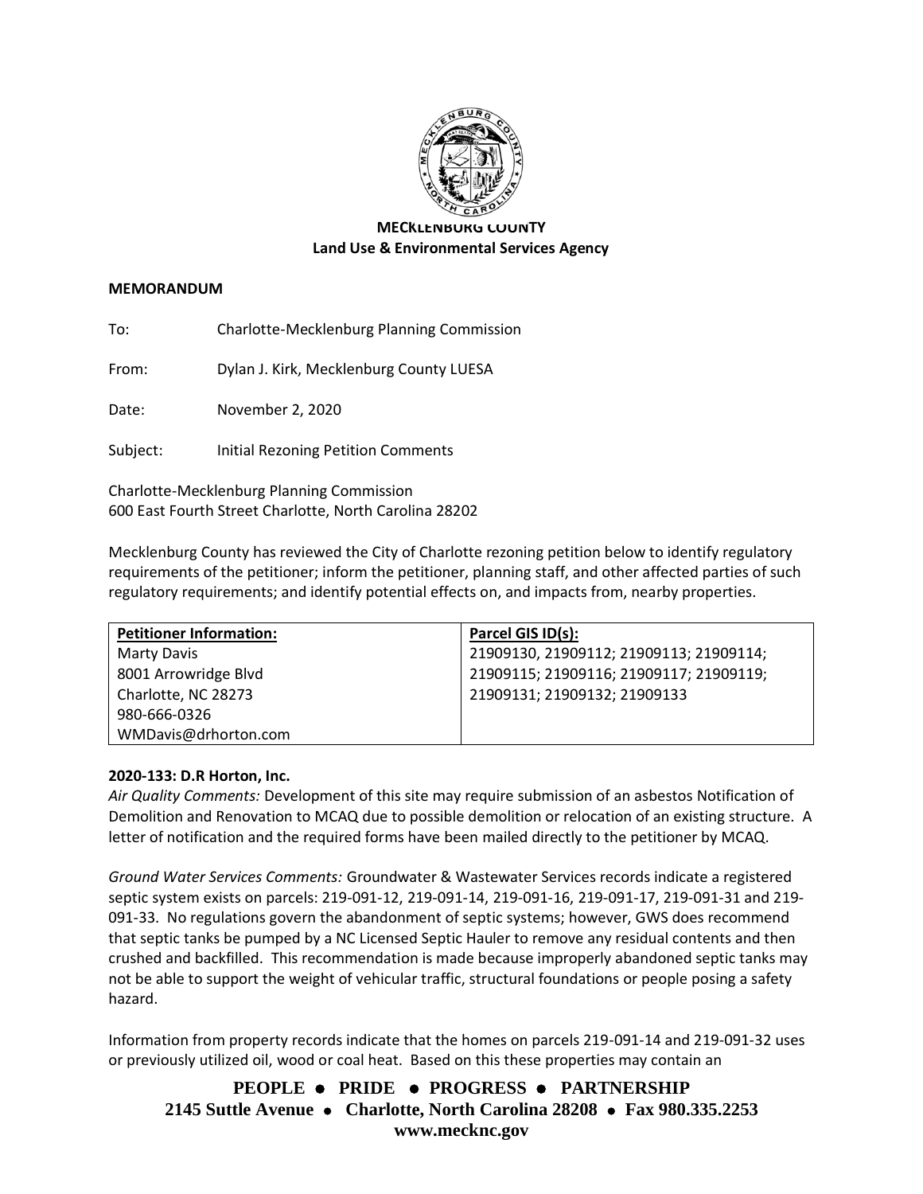**MECKLENBURG COUNTY**
**Land Use & Environmental Services Agency**

**MEMORANDUM**

To: Charlotte-Mecklenburg Planning Commission

From: Dylan J. Kirk, Mecklenburg County LUESA

Date: November 2, 2020

Subject: Initial Rezoning Petition Comments

Charlotte-Mecklenburg Planning Commission
600 East Fourth Street Charlotte, North Carolina 28202

Mecklenburg County has reviewed the City of Charlotte rezoning petition below to identify regulatory requirements of the petitioner; inform the petitioner, planning staff, and other affected parties of such regulatory requirements; and identify potential effects on, and impacts from, nearby properties.

| **Petitioner Information:** | **Parcel GIS ID(s):** |
|---|---|
| Marty Davis<br>8001 Arrowridge Blvd<br>Charlotte, NC 28273<br>980-666-0326<br>WMDavis@drhorton.com | 21909130, 21909112; 21909113; 21909114; 21909115; 21909116; 21909117; 21909119; 21909131; 21909132; 21909133 |

**2020-133: D.R Horton, Inc.**

*Air Quality Comments:* Development of this site may require submission of an asbestos Notification of Demolition and Renovation to MCAQ due to possible demolition or relocation of an existing structure. A letter of notification and the required forms have been mailed directly to the petitioner by MCAQ.

*Ground Water Services Comments:* Groundwater & Wastewater Services records indicate a registered septic system exists on parcels: 219-091-12, 219-091-14, 219-091-16, 219-091-17, 219-091-31 and 219-091-33. No regulations govern the abandonment of septic systems; however, GWS does recommend that septic tanks be pumped by a NC Licensed Septic Hauler to remove any residual contents and then crushed and backfilled. This recommendation is made because improperly abandoned septic tanks may not be able to support the weight of vehicular traffic, structural foundations or people posing a safety hazard.

Information from property records indicate that the homes on parcels 219-091-14 and 219-091-32 uses or previously utilized oil, wood or coal heat. Based on this these properties may contain an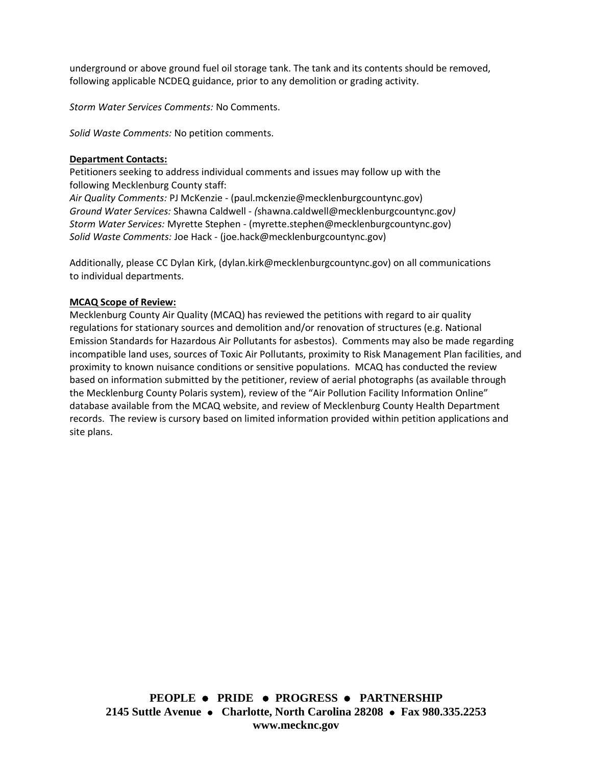underground or above ground fuel oil storage tank. The tank and its contents should be removed, following applicable NCDEQ guidance, prior to any demolition or grading activity.

*Storm Water Services Comments:* No Comments.

*Solid Waste Comments:* No petition comments.

**Department Contacts:**

Petitioners seeking to address individual comments and issues may follow up with the following Mecklenburg County staff:

*Air Quality Comments:* PJ McKenzie - (paul.mckenzie@mecklenburgcountync.gov)
*Ground Water Services:* Shawna Caldwell - *(*shawna.caldwell@mecklenburgcountync.gov*)*
*Storm Water Services:* Myrette Stephen - (myrette.stephen@mecklenburgcountync.gov)
*Solid Waste Comments:* Joe Hack - (joe.hack@mecklenburgcountync.gov)

Additionally, please CC Dylan Kirk, (dylan.kirk@mecklenburgcountync.gov) on all communications to individual departments.

**MCAQ Scope of Review:**

Mecklenburg County Air Quality (MCAQ) has reviewed the petitions with regard to air quality regulations for stationary sources and demolition and/or renovation of structures (e.g. National Emission Standards for Hazardous Air Pollutants for asbestos). Comments may also be made regarding incompatible land uses, sources of Toxic Air Pollutants, proximity to Risk Management Plan facilities, and proximity to known nuisance conditions or sensitive populations. MCAQ has conducted the review based on information submitted by the petitioner, review of aerial photographs (as available through the Mecklenburg County Polaris system), review of the "Air Pollution Facility Information Online" database available from the MCAQ website, and review of Mecklenburg County Health Department records. The review is cursory based on limited information provided within petition applications and site plans.

**PEOPLE • PRIDE • PROGRESS • PARTNERSHIP**
**2145 Suttle Avenue • Charlotte, North Carolina 28208 • Fax 980.335.2253**
**www.mecknc.gov**